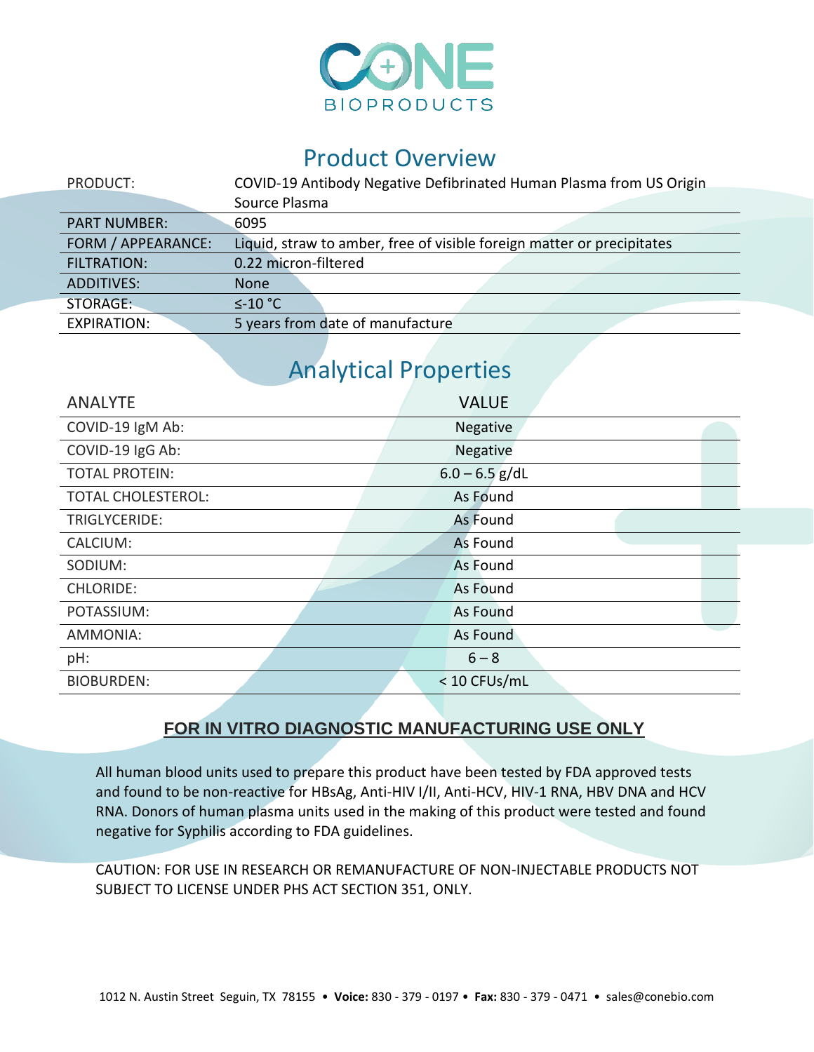CONE BIOPRODUCTS

## Product Overview

| PRODUCT: | COVID-19 Antibody Negative Defibrinated Human Plasma from US Origin Source Plasma |
|---|---|
| PART NUMBER: | 6095 |
| FORM / APPEARANCE: | Liquid, straw to amber, free of visible foreign matter or precipitates |
| FILTRATION: | 0.22 micron-filtered |
| ADDITIVES: | None |
| STORAGE: | ≤-10 °C |
| EXPIRATION: | 5 years from date of manufacture |

## Analytical Properties

| ANALYTE | VALUE |
|---|---|
| COVID-19 IgM Ab: | Negative |
| COVID-19 IgG Ab: | Negative |
| TOTAL PROTEIN: | 6.0 – 6.5 g/dL |
| TOTAL CHOLESTEROL: | As Found |
| TRIGLYCERIDE: | As Found |
| CALCIUM: | As Found |
| SODIUM: | As Found |
| CHLORIDE: | As Found |
| POTASSIUM: | As Found |
| AMMONIA: | As Found |
| pH: | 6 – 8 |
| BIOBURDEN: | < 10 CFUs/mL |

### FOR IN VITRO DIAGNOSTIC MANUFACTURING USE ONLY

All human blood units used to prepare this product have been tested by FDA approved tests and found to be non-reactive for HBsAg, Anti-HIV I/II, Anti-HCV, HIV-1 RNA, HBV DNA and HCV RNA. Donors of human plasma units used in the making of this product were tested and found negative for Syphilis according to FDA guidelines.

CAUTION: FOR USE IN RESEARCH OR REMANUFACTURE OF NON-INJECTABLE PRODUCTS NOT SUBJECT TO LICENSE UNDER PHS ACT SECTION 351, ONLY.

1012 N. Austin Street Seguin, TX 78155 • **Voice:** 830 - 379 - 0197 • **Fax:** 830 - 379 - 0471 • sales@conebio.com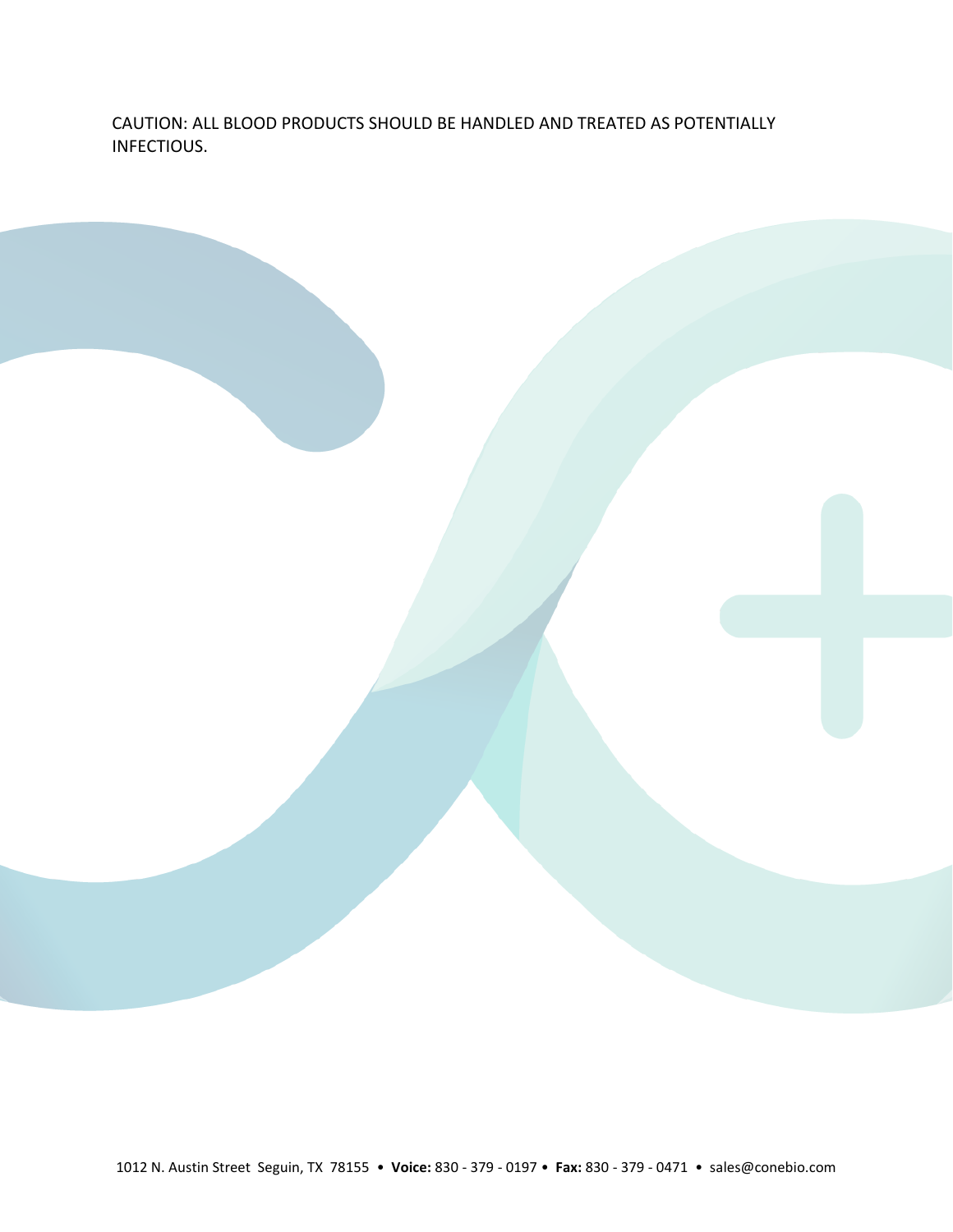CAUTION: ALL BLOOD PRODUCTS SHOULD BE HANDLED AND TREATED AS POTENTIALLY INFECTIOUS.